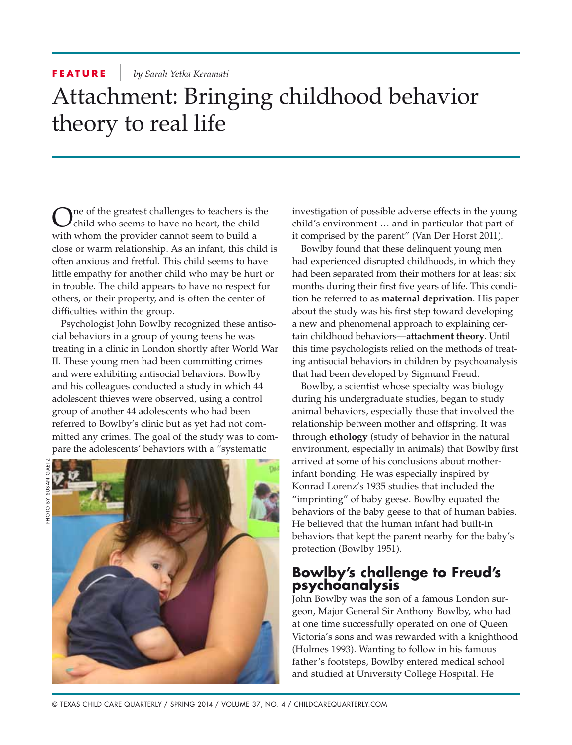FEATURE | *by Sarah Yetka Keramati*

# Attachment: Bringing childhood behavior theory to real life

One of the greatest challenges to teachers is the child who seems to have no heart, the child with whom the provider cannot seem to build a close or warm relationship. As an infant, this child is often anxious and fretful. This child seems to have little empathy for another child who may be hurt or in trouble. The child appears to have no respect for others, or their property, and is often the center of difficulties within the group.

Psychologist John Bowlby recognized these antisocial behaviors in a group of young teens he was treating in a clinic in London shortly after World War II. These young men had been committing crimes and were exhibiting antisocial behaviors. Bowlby and his colleagues conducted a study in which 44 adolescent thieves were observed, using a control group of another 44 adolescents who had been referred to Bowlby's clinic but as yet had not committed any crimes. The goal of the study was to compare the adolescents' behaviors with a "systematic investigation of possible adverse effects in the young child's environment … and in particular that part of it comprised by the parent" (Van Der Horst 2011).

PHOTO BY SUSAN GAETZ

Bowlby found that these delinquent young men had experienced disrupted childhoods, in which they had been separated from their mothers for at least six months during their first five years of life. This condition he referred to as **maternal deprivation**. His paper about the study was his first step toward developing a new and phenomenal approach to explaining certain childhood behaviors—**attachment theory**. Until this time psychologists relied on the methods of treating antisocial behaviors in children by psychoanalysis that had been developed by Sigmund Freud.

Bowlby, a scientist whose specialty was biology during his undergraduate studies, began to study animal behaviors, especially those that involved the relationship between mother and offspring. It was through **ethology** (study of behavior in the natural environment, especially in animals) that Bowlby first arrived at some of his conclusions about mother-infant bonding. He was especially inspired by Konrad Lorenz's 1935 studies that included the "imprinting" of baby geese. Bowlby equated the behaviors of the baby geese to that of human babies. He believed that the human infant had built-in behaviors that kept the parent nearby for the baby's protection (Bowlby 1951).

## Bowlby's challenge to Freud's psychoanalysis

John Bowlby was the son of a famous London surgeon, Major General Sir Anthony Bowlby, who had at one time successfully operated on one of Queen Victoria's sons and was rewarded with a knighthood (Holmes 1993). Wanting to follow in his famous father's footsteps, Bowlby entered medical school and studied at University College Hospital. He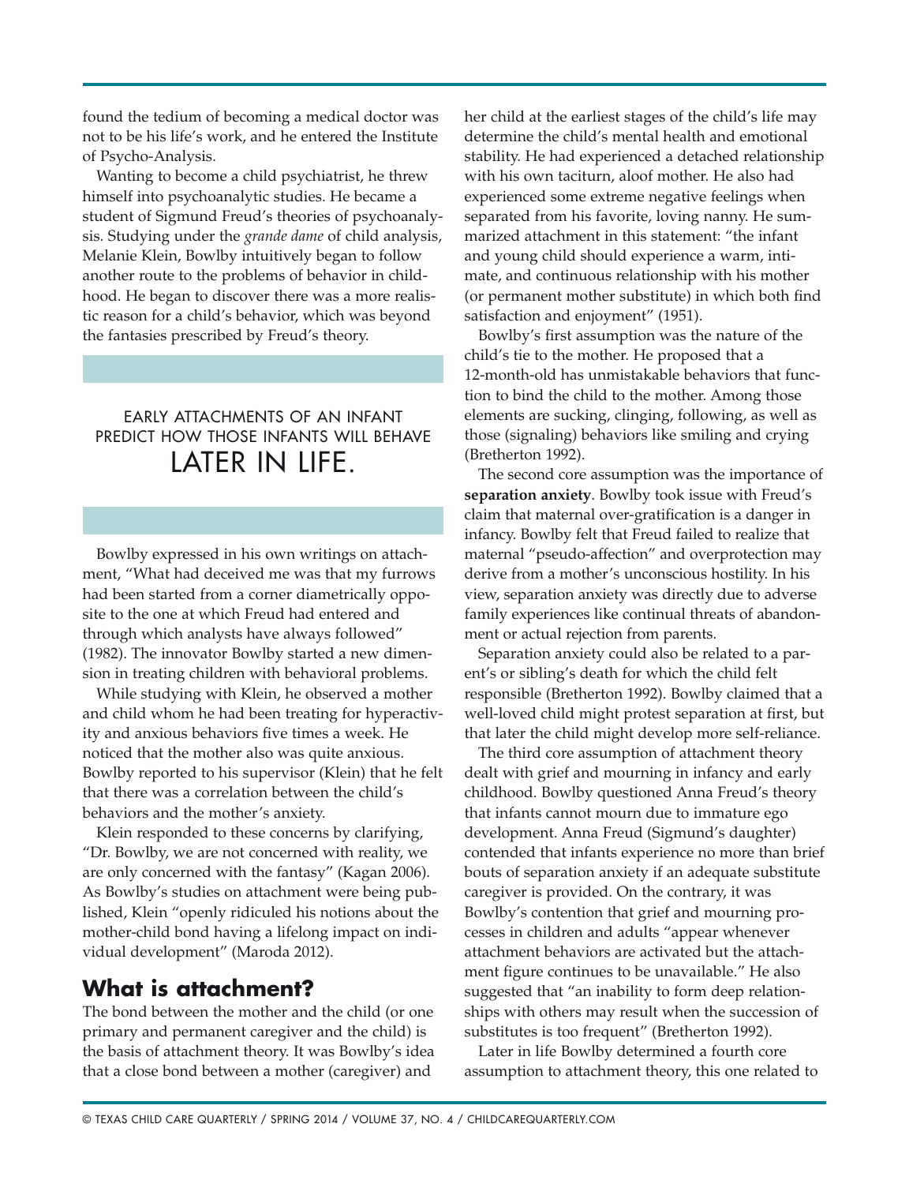found the tedium of becoming a medical doctor was not to be his life's work, and he entered the Institute of Psycho-Analysis.

Wanting to become a child psychiatrist, he threw himself into psychoanalytic studies. He became a student of Sigmund Freud's theories of psychoanalysis. Studying under the *grande dame* of child analysis, Melanie Klein, Bowlby intuitively began to follow another route to the problems of behavior in childhood. He began to discover there was a more realistic reason for a child's behavior, which was beyond the fantasies prescribed by Freud's theory.

> EARLY ATTACHMENTS OF AN INFANT PREDICT HOW THOSE INFANTS WILL BEHAVE LATER IN LIFE.

Bowlby expressed in his own writings on attachment, "What had deceived me was that my furrows had been started from a corner diametrically opposite to the one at which Freud had entered and through which analysts have always followed" (1982). The innovator Bowlby started a new dimension in treating children with behavioral problems.

While studying with Klein, he observed a mother and child whom he had been treating for hyperactivity and anxious behaviors five times a week. He noticed that the mother also was quite anxious. Bowlby reported to his supervisor (Klein) that he felt that there was a correlation between the child's behaviors and the mother's anxiety.

Klein responded to these concerns by clarifying, "Dr. Bowlby, we are not concerned with reality, we are only concerned with the fantasy" (Kagan 2006). As Bowlby's studies on attachment were being published, Klein "openly ridiculed his notions about the mother-child bond having a lifelong impact on individual development" (Maroda 2012).

## What is attachment?

The bond between the mother and the child (or one primary and permanent caregiver and the child) is the basis of attachment theory. It was Bowlby's idea that a close bond between a mother (caregiver) and her child at the earliest stages of the child's life may determine the child's mental health and emotional stability. He had experienced a detached relationship with his own taciturn, aloof mother. He also had experienced some extreme negative feelings when separated from his favorite, loving nanny. He summarized attachment in this statement: "the infant and young child should experience a warm, intimate, and continuous relationship with his mother (or permanent mother substitute) in which both find satisfaction and enjoyment" (1951).

Bowlby's first assumption was the nature of the child's tie to the mother. He proposed that a 12-month-old has unmistakable behaviors that function to bind the child to the mother. Among those elements are sucking, clinging, following, as well as those (signaling) behaviors like smiling and crying (Bretherton 1992).

The second core assumption was the importance of **separation anxiety**. Bowlby took issue with Freud's claim that maternal over-gratification is a danger in infancy. Bowlby felt that Freud failed to realize that maternal "pseudo-affection" and overprotection may derive from a mother's unconscious hostility. In his view, separation anxiety was directly due to adverse family experiences like continual threats of abandonment or actual rejection from parents.

Separation anxiety could also be related to a parent's or sibling's death for which the child felt responsible (Bretherton 1992). Bowlby claimed that a well-loved child might protest separation at first, but that later the child might develop more self-reliance.

The third core assumption of attachment theory dealt with grief and mourning in infancy and early childhood. Bowlby questioned Anna Freud's theory that infants cannot mourn due to immature ego development. Anna Freud (Sigmund's daughter) contended that infants experience no more than brief bouts of separation anxiety if an adequate substitute caregiver is provided. On the contrary, it was Bowlby's contention that grief and mourning processes in children and adults "appear whenever attachment behaviors are activated but the attachment figure continues to be unavailable." He also suggested that "an inability to form deep relationships with others may result when the succession of substitutes is too frequent" (Bretherton 1992).

Later in life Bowlby determined a fourth core assumption to attachment theory, this one related to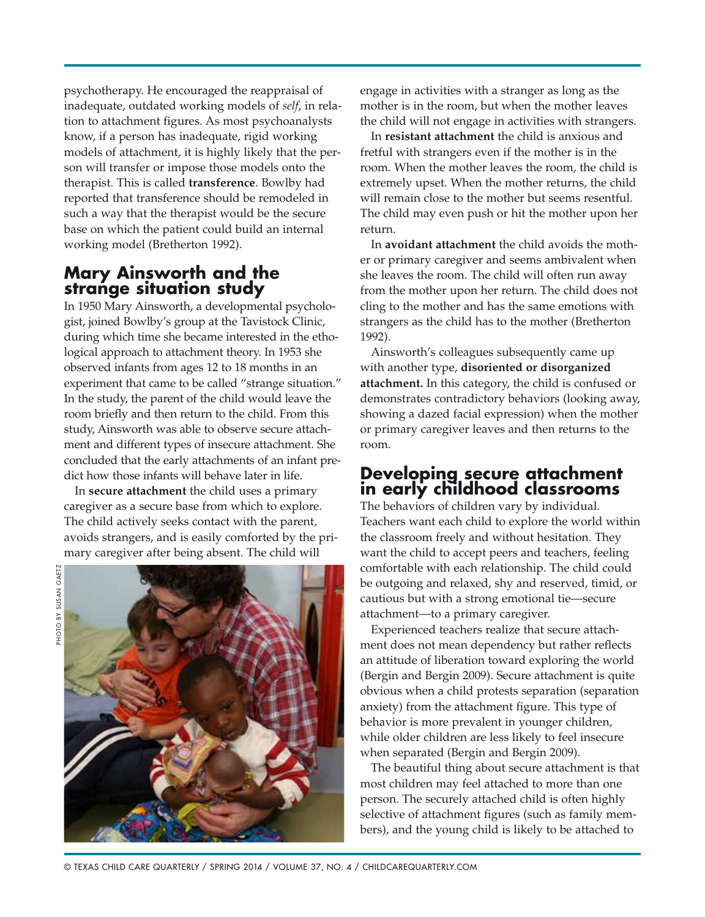psychotherapy. He encouraged the reappraisal of inadequate, outdated working models of *self*, in relation to attachment figures. As most psychoanalysts know, if a person has inadequate, rigid working models of attachment, it is highly likely that the person will transfer or impose those models onto the therapist. This is called **transference**. Bowlby had reported that transference should be remodeled in such a way that the therapist would be the secure base on which the patient could build an internal working model (Bretherton 1992).

## Mary Ainsworth and the strange situation study

In 1950 Mary Ainsworth, a developmental psychologist, joined Bowlby's group at the Tavistock Clinic, during which time she became interested in the ethological approach to attachment theory. In 1953 she observed infants from ages 12 to 18 months in an experiment that came to be called "strange situation." In the study, the parent of the child would leave the room briefly and then return to the child. From this study, Ainsworth was able to observe secure attachment and different types of insecure attachment. She concluded that the early attachments of an infant predict how those infants will behave later in life.

In **secure attachment** the child uses a primary caregiver as a secure base from which to explore. The child actively seeks contact with the parent, avoids strangers, and is easily comforted by the primary caregiver after being absent. The child will engage in activities with a stranger as long as the mother is in the room, but when the mother leaves the child will not engage in activities with strangers.

In **resistant attachment** the child is anxious and fretful with strangers even if the mother is in the room. When the mother leaves the room, the child is extremely upset. When the mother returns, the child will remain close to the mother but seems resentful. The child may even push or hit the mother upon her return.

In **avoidant attachment** the child avoids the mother or primary caregiver and seems ambivalent when she leaves the room. The child will often run away from the mother upon her return. The child does not cling to the mother and has the same emotions with strangers as the child has to the mother (Bretherton 1992).

Ainsworth's colleagues subsequently came up with another type, **disoriented or disorganized attachment.** In this category, the child is confused or demonstrates contradictory behaviors (looking away, showing a dazed facial expression) when the mother or primary caregiver leaves and then returns to the room.

## Developing secure attachment in early childhood classrooms

The behaviors of children vary by individual. Teachers want each child to explore the world within the classroom freely and without hesitation. They want the child to accept peers and teachers, feeling comfortable with each relationship. The child could be outgoing and relaxed, shy and reserved, timid, or cautious but with a strong emotional tie—secure attachment—to a primary caregiver.

Experienced teachers realize that secure attachment does not mean dependency but rather reflects an attitude of liberation toward exploring the world (Bergin and Bergin 2009). Secure attachment is quite obvious when a child protests separation (separation anxiety) from the attachment figure. This type of behavior is more prevalent in younger children, while older children are less likely to feel insecure when separated (Bergin and Bergin 2009).

The beautiful thing about secure attachment is that most children may feel attached to more than one person. The securely attached child is often highly selective of attachment figures (such as family members), and the young child is likely to be attached to

PHOTO BY SUSAN GAETZ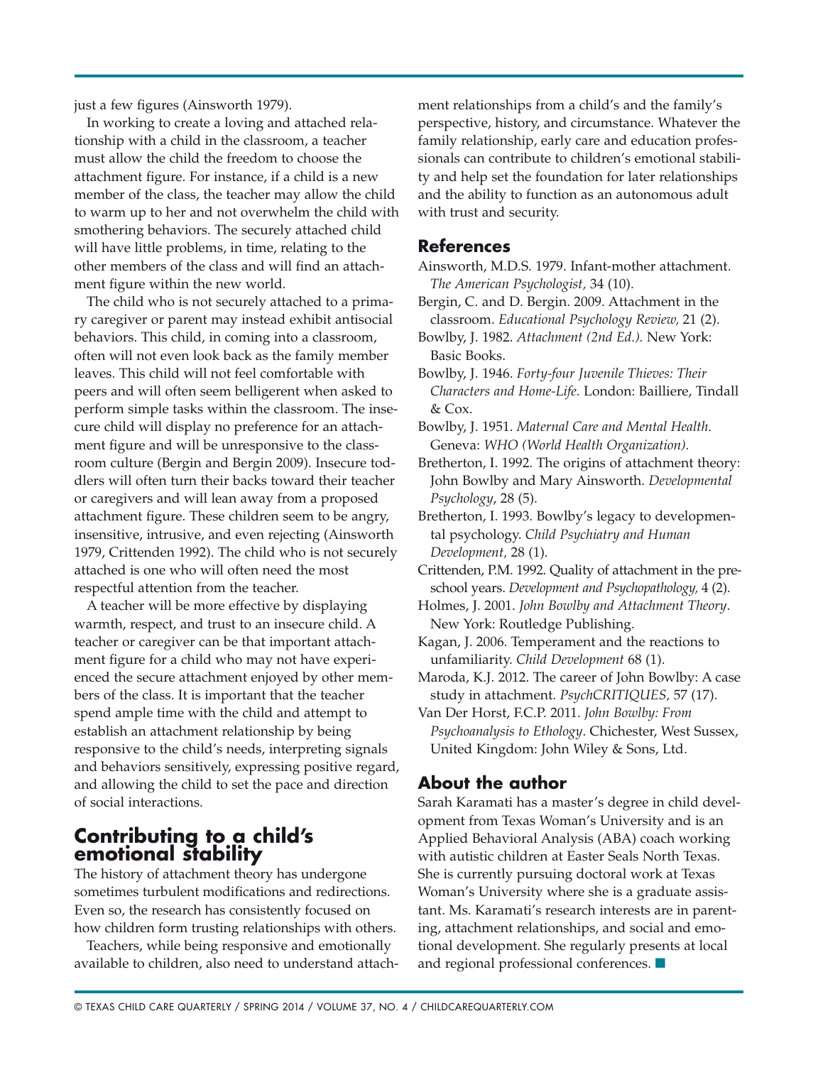just a few figures (Ainsworth 1979).

In working to create a loving and attached relationship with a child in the classroom, a teacher must allow the child the freedom to choose the attachment figure. For instance, if a child is a new member of the class, the teacher may allow the child to warm up to her and not overwhelm the child with smothering behaviors. The securely attached child will have little problems, in time, relating to the other members of the class and will find an attachment figure within the new world.

The child who is not securely attached to a primary caregiver or parent may instead exhibit antisocial behaviors. This child, in coming into a classroom, often will not even look back as the family member leaves. This child will not feel comfortable with peers and will often seem belligerent when asked to perform simple tasks within the classroom. The insecure child will display no preference for an attachment figure and will be unresponsive to the classroom culture (Bergin and Bergin 2009). Insecure toddlers will often turn their backs toward their teacher or caregivers and will lean away from a proposed attachment figure. These children seem to be angry, insensitive, intrusive, and even rejecting (Ainsworth 1979, Crittenden 1992). The child who is not securely attached is one who will often need the most respectful attention from the teacher.

A teacher will be more effective by displaying warmth, respect, and trust to an insecure child. A teacher or caregiver can be that important attachment figure for a child who may not have experienced the secure attachment enjoyed by other members of the class. It is important that the teacher spend ample time with the child and attempt to establish an attachment relationship by being responsive to the child's needs, interpreting signals and behaviors sensitively, expressing positive regard, and allowing the child to set the pace and direction of social interactions.

## Contributing to a child's emotional stability

The history of attachment theory has undergone sometimes turbulent modifications and redirections. Even so, the research has consistently focused on how children form trusting relationships with others.

Teachers, while being responsive and emotionally available to children, also need to understand attachment relationships from a child's and the family's perspective, history, and circumstance. Whatever the family relationship, early care and education professionals can contribute to children's emotional stability and help set the foundation for later relationships and the ability to function as an autonomous adult with trust and security.

## References

Ainsworth, M.D.S. 1979. Infant-mother attachment. *The American Psychologist,* 34 (10).

Bergin, C. and D. Bergin. 2009. Attachment in the classroom. *Educational Psychology Review,* 21 (2).

Bowlby, J. 1982. *Attachment (2nd Ed.).* New York: Basic Books.

Bowlby, J. 1946. *Forty-four Juvenile Thieves: Their Characters and Home-Life*. London: Bailliere, Tindall & Cox.

Bowlby, J. 1951. *Maternal Care and Mental Health.* Geneva: *WHO (World Health Organization).*

Bretherton, I. 1992. The origins of attachment theory: John Bowlby and Mary Ainsworth. *Developmental Psychology*, 28 (5).

Bretherton, I. 1993. Bowlby's legacy to developmental psychology. *Child Psychiatry and Human Development,* 28 (1).

Crittenden, P.M. 1992. Quality of attachment in the preschool years. *Development and Psychopathology,* 4 (2).

Holmes, J. 2001. *John Bowlby and Attachment Theory*. New York: Routledge Publishing.

Kagan, J. 2006. Temperament and the reactions to unfamiliarity. *Child Development* 68 (1).

Maroda, K.J. 2012. The career of John Bowlby: A case study in attachment. *PsychCRITIQUES,* 57 (17).

Van Der Horst, F.C.P. 2011. *John Bowlby: From Psychoanalysis to Ethology*. Chichester, West Sussex, United Kingdom: John Wiley & Sons, Ltd.

## About the author

Sarah Karamati has a master's degree in child development from Texas Woman's University and is an Applied Behavioral Analysis (ABA) coach working with autistic children at Easter Seals North Texas. She is currently pursuing doctoral work at Texas Woman's University where she is a graduate assistant. Ms. Karamati's research interests are in parenting, attachment relationships, and social and emotional development. She regularly presents at local and regional professional conferences. ■